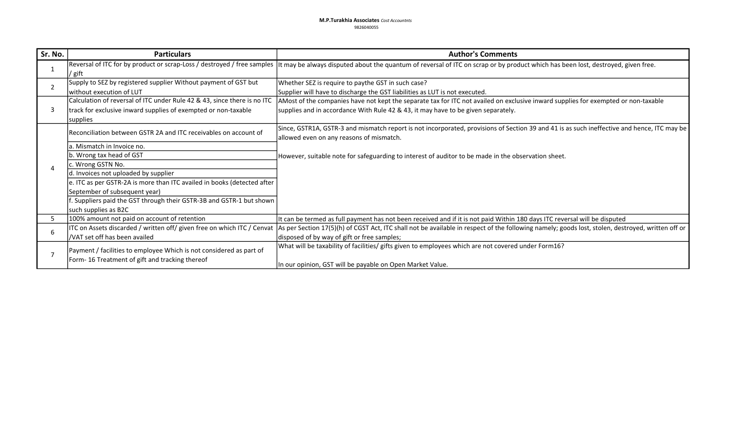**M.P.Turakhia Associates** *Cost Accountnts*
9826040055

| Sr. No. | Particulars | Author's Comments |
|---|---|---|
| 1 | Reversal of ITC for by product or scrap-Loss / destroyed / free samples / gift | It may be always disputed about the quantum of reversal of ITC on scrap or by product which has been lost, destroyed, given free. |
| 2 | Supply to SEZ by registered supplier Without payment of GST but without execution of LUT | Whether SEZ is require to paythe GST in such case?<br>Supplier will have to discharge the GST liabilities as LUT is not executed. |
| 3 | Calculation of reversal of ITC under Rule 42 & 43, since there is no ITC track for exclusive inward supplies of exempted or non-taxable supplies | AMost of the companies have not kept the separate tax for ITC not availed on exclusive inward supplies for exempted or non-taxable supplies and in accordance With Rule 42 & 43, it may have to be given separately. |
| 4 | Reconciliation between GSTR 2A and ITC receivables on account of<br>a. Mismatch in Invoice no.<br>b. Wrong tax head of GST<br>c. Wrong GSTN No.<br>d. Invoices not uploaded by supplier<br>e. ITC as per GSTR-2A is more than ITC availed in books (detected after September of subsequent year)<br>f. Suppliers paid the GST through their GSTR-3B and GSTR-1 but shown such supplies as B2C | Since, GSTR1A, GSTR-3 and mismatch report is not incorporated, provisions of Section 39 and 41 is as such ineffective and hence, ITC may be allowed even on any reasons of mismatch.<br><br>However, suitable note for safeguarding to interest of auditor to be made in the observation sheet. |
| 5 | 100% amount not paid on account of retention | It can be termed as full payment has not been received and if it is not paid Within 180 days ITC reversal will be disputed |
| 6 | ITC on Assets discarded / written off/ given free on which ITC / Cenvat /VAT set off has been availed | As per Section 17(5)(h) of CGST Act, ITC shall not be available in respect of the following namely; goods lost, stolen, destroyed, written off or disposed of by way of gift or free samples; |
| 7 | Payment / facilities to employee Which is not considered as part of Form- 16 Treatment of gift and tracking thereof | What will be taxability of facilities/ gifts given to employees which are not covered under Form16?<br><br>In our opinion, GST will be payable on Open Market Value. |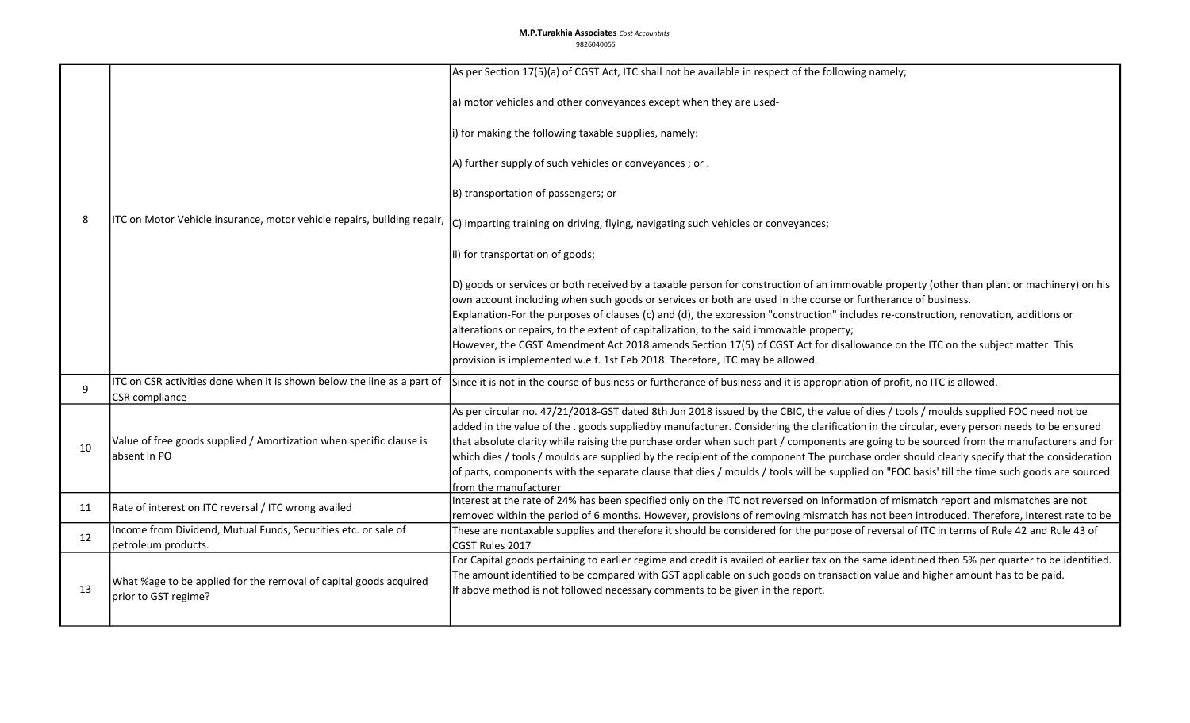| 8 | ITC on Motor Vehicle insurance, motor vehicle repairs, building repair, | As per Section 17(5)(a) of CGST Act, ITC shall not be available in respect of the following namely;<br><br>a) motor vehicles and other conveyances except when they are used-<br><br>i) for making the following taxable supplies, namely:<br><br>A) further supply of such vehicles or conveyances ; or .<br><br>B) transportation of passengers; or<br><br>C) imparting training on driving, flying, navigating such vehicles or conveyances;<br><br>ii) for transportation of goods;<br><br>D) goods or services or both received by a taxable person for construction of an immovable property (other than plant or machinery) on his own account including when such goods or services or both are used in the course or furtherance of business.<br>Explanation-For the purposes of clauses (c) and (d), the expression "construction" includes re-construction, renovation, additions or alterations or repairs, to the extent of capitalization, to the said immovable property;<br>However, the CGST Amendment Act 2018 amends Section 17(5) of CGST Act for disallowance on the ITC on the subject matter. This provision is implemented w.e.f. 1st Feb 2018. Therefore, ITC may be allowed. |
|---|---|---|
| 9 | ITC on CSR activities done when it is shown below the line as a part of CSR compliance | Since it is not in the course of business or furtherance of business and it is appropriation of profit, no ITC is allowed. |
| 10 | Value of free goods supplied / Amortization when specific clause is absent in PO | As per circular no. 47/21/2018-GST dated 8th Jun 2018 issued by the CBIC, the value of dies / tools / moulds supplied FOC need not be added in the value of the . goods suppliedby manufacturer. Considering the clarification in the circular, every person needs to be ensured that absolute clarity while raising the purchase order when such part / components are going to be sourced from the manufacturers and for which dies / tools / moulds are supplied by the recipient of the component The purchase order should clearly specify that the consideration of parts, components with the separate clause that dies / moulds / tools will be supplied on "FOC basis' till the time such goods are sourced from the manufacturer |
| 11 | Rate of interest on ITC reversal / ITC wrong availed | Interest at the rate of 24% has been specified only on the ITC not reversed on information of mismatch report and mismatches are not removed within the period of 6 months. However, provisions of removing mismatch has not been introduced. Therefore, interest rate to be |
| 12 | Income from Dividend, Mutual Funds, Securities etc. or sale of petroleum products. | These are nontaxable supplies and therefore it should be considered for the purpose of reversal of ITC in terms of Rule 42 and Rule 43 of CGST Rules 2017 |
| 13 | What %age to be applied for the removal of capital goods acquired prior to GST regime? | For Capital goods pertaining to earlier regime and credit is availed of earlier tax on the same identined then 5% per quarter to be identified. The amount identified to be compared with GST applicable on such goods on transaction value and higher amount has to be paid.<br>If above method is not followed necessary comments to be given in the report. |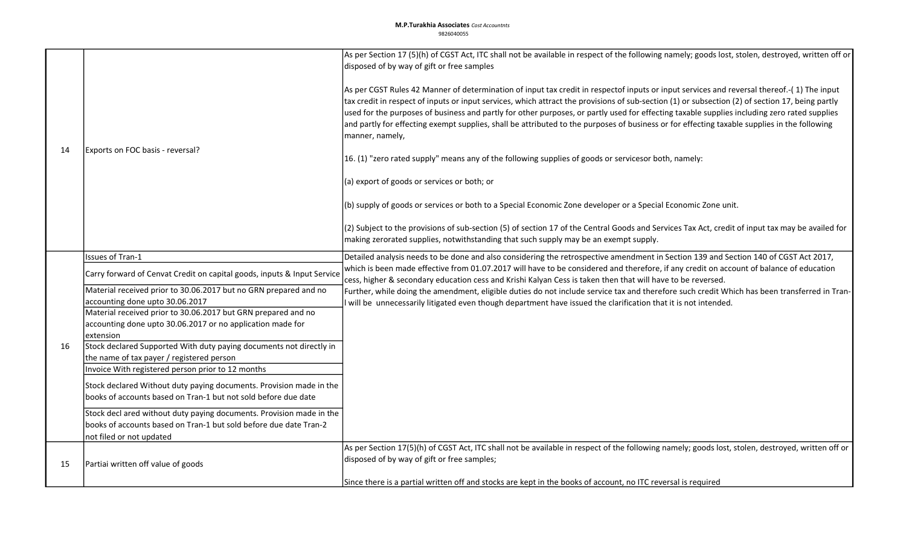| | | |
|---|---|---|
| 14 | Exports on FOC basis - reversal? | As per Section 17 (5)(h) of CGST Act, ITC shall not be available in respect of the following namely; goods lost, stolen, destroyed, written off or disposed of by way of gift or free samples<br><br>As per CGST Rules 42 Manner of determination of input tax credit in respectof inputs or input services and reversal thereof.-( 1) The input tax credit in respect of inputs or input services, which attract the provisions of sub-section (1) or subsection (2) of section 17, being partly used for the purposes of business and partly for other purposes, or partly used for effecting taxable supplies including zero rated supplies and partly for effecting exempt supplies, shall be attributed to the purposes of business or for effecting taxable supplies in the following manner, namely,<br><br>16. (1) "zero rated supply" means any of the following supplies of goods or servicesor both, namely:<br><br>(a) export of goods or services or both; or<br><br>(b) supply of goods or services or both to a Special Economic Zone developer or a Special Economic Zone unit.<br><br>(2) Subject to the provisions of sub-section (5) of section 17 of the Central Goods and Services Tax Act, credit of input tax may be availed for making zerorated supplies, notwithstanding that such supply may be an exempt supply. |
| 16 | Issues of Tran-1<br><br>Carry forward of Cenvat Credit on capital goods, inputs & Input Service<br><br>Material received prior to 30.06.2017 but no GRN prepared and no accounting done upto 30.06.2017<br><br>Material received prior to 30.06.2017 but GRN prepared and no accounting done upto 30.06.2017 or no application made for extension<br><br>Stock declared Supported With duty paying documents not directly in the name of tax payer / registered person<br><br>Invoice With registered person prior to 12 months<br><br>Stock declared Without duty paying documents. Provision made in the books of accounts based on Tran-1 but not sold before due date<br><br>Stock decl ared without duty paying documents. Provision made in the books of accounts based on Tran-1 but sold before due date Tran-2 not filed or not updated | Detailed analysis needs to be done and also considering the retrospective amendment in Section 139 and Section 140 of CGST Act 2017, which is been made effective from 01.07.2017 will have to be considered and therefore, if any credit on account of balance of education cess, higher & secondary education cess and Krishi Kalyan Cess is taken then that will have to be reversed.<br>Further, while doing the amendment, eligible duties do not include service tax and therefore such credit Which has been transferred in Tran-I will be unnecessarily litigated even though department have issued the clarification that it is not intended. |
| 15 | Partiai written off value of goods | As per Section 17(5)(h) of CGST Act, ITC shall not be available in respect of the following namely; goods lost, stolen, destroyed, written off or disposed of by way of gift or free samples;<br><br>Since there is a partial written off and stocks are kept in the books of account, no ITC reversal is required |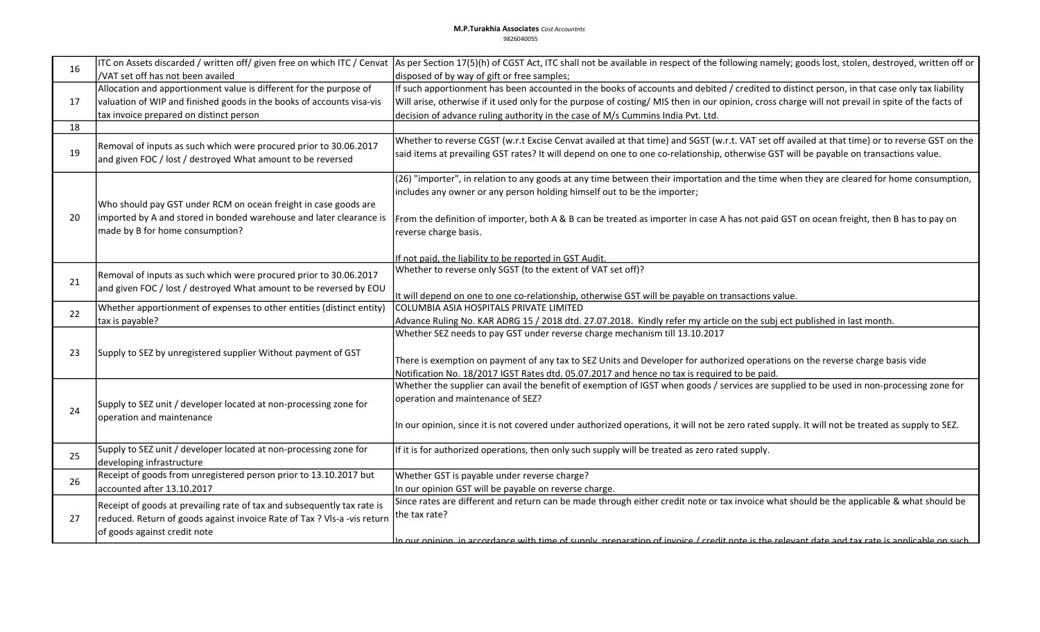| 16 | ITC on Assets discarded / written off/ given free on which ITC / Cenvat /VAT set off has not been availed | As per Section 17(5)(h) of CGST Act, ITC shall not be available in respect of the following namely; goods lost, stolen, destroyed, written off or disposed of by way of gift or free samples; |
|---|---|---|
| 17 | Allocation and apportionment value is different for the purpose of valuation of WIP and finished goods in the books of accounts visa-vis tax invoice prepared on distinct person | If such apportionment has been accounted in the books of accounts and debited / credited to distinct person, in that case only tax liability Will arise, otherwise if it used only for the purpose of costing/ MIS then in our opinion, cross charge will not prevail in spite of the facts of decision of advance ruling authority in the case of M/s Cummins India Pvt. Ltd. |
| 18 | | |
| 19 | Removal of inputs as such which were procured prior to 30.06.2017 and given FOC / lost / destroyed What amount to be reversed | Whether to reverse CGST (w.r.t Excise Cenvat availed at that time) and SGST (w.r.t. VAT set off availed at that time) or to reverse GST on the said items at prevailing GST rates? It will depend on one to one co-relationship, otherwise GST will be payable on transactions value. |
| 20 | Who should pay GST under RCM on ocean freight in case goods are imported by A and stored in bonded warehouse and later clearance is made by B for home consumption? | (26) "importer", in relation to any goods at any time between their importation and the time when they are cleared for home consumption, includes any owner or any person holding himself out to be the importer;<br><br>From the definition of importer, both A & B can be treated as importer in case A has not paid GST on ocean freight, then B has to pay on reverse charge basis.<br><br>If not paid, the liability to be reported in GST Audit. |
| 21 | Removal of inputs as such which were procured prior to 30.06.2017 and given FOC / lost / destroyed What amount to be reversed by EOU | Whether to reverse only SGST (to the extent of VAT set off)?<br><br>It will depend on one to one co-relationship, otherwise GST will be payable on transactions value. |
| 22 | Whether apportionment of expenses to other entities (distinct entity) tax is payable? | COLUMBIA ASIA HOSPITALS PRIVATE LIMITED<br>Advance Ruling No. KAR ADRG 15 / 2018 dtd. 27.07.2018. Kindly refer my article on the subj ect published in last month. |
| 23 | Supply to SEZ by unregistered supplier Without payment of GST | Whether SEZ needs to pay GST under reverse charge mechanism till 13.10.2017<br><br>There is exemption on payment of any tax to SEZ Units and Developer for authorized operations on the reverse charge basis vide Notification No. 18/2017 IGST Rates dtd. 05.07.2017 and hence no tax is required to be paid. |
| 24 | Supply to SEZ unit / developer located at non-processing zone for operation and maintenance | Whether the supplier can avail the benefit of exemption of IGST when goods / services are supplied to be used in non-processing zone for operation and maintenance of SEZ?<br><br>In our opinion, since it is not covered under authorized operations, it will not be zero rated supply. It will not be treated as supply to SEZ. |
| 25 | Supply to SEZ unit / developer located at non-processing zone for developing infrastructure | If it is for authorized operations, then only such supply will be treated as zero rated supply. |
| 26 | Receipt of goods from unregistered person prior to 13.10.2017 but accounted after 13.10.2017 | Whether GST is payable under reverse charge?<br>In our opinion GST will be payable on reverse charge. |
| 27 | Receipt of goods at prevailing rate of tax and subsequently tax rate is reduced. Return of goods against invoice Rate of Tax ? Vls-a -vis return of goods against credit note | Since rates are different and return can be made through either credit note or tax invoice what should be the applicable & what should be the tax rate?<br><br>In our opinion, in accordance with time of supply, preparation of invoice / credit note is the relevant date and tax rate is applicable on such |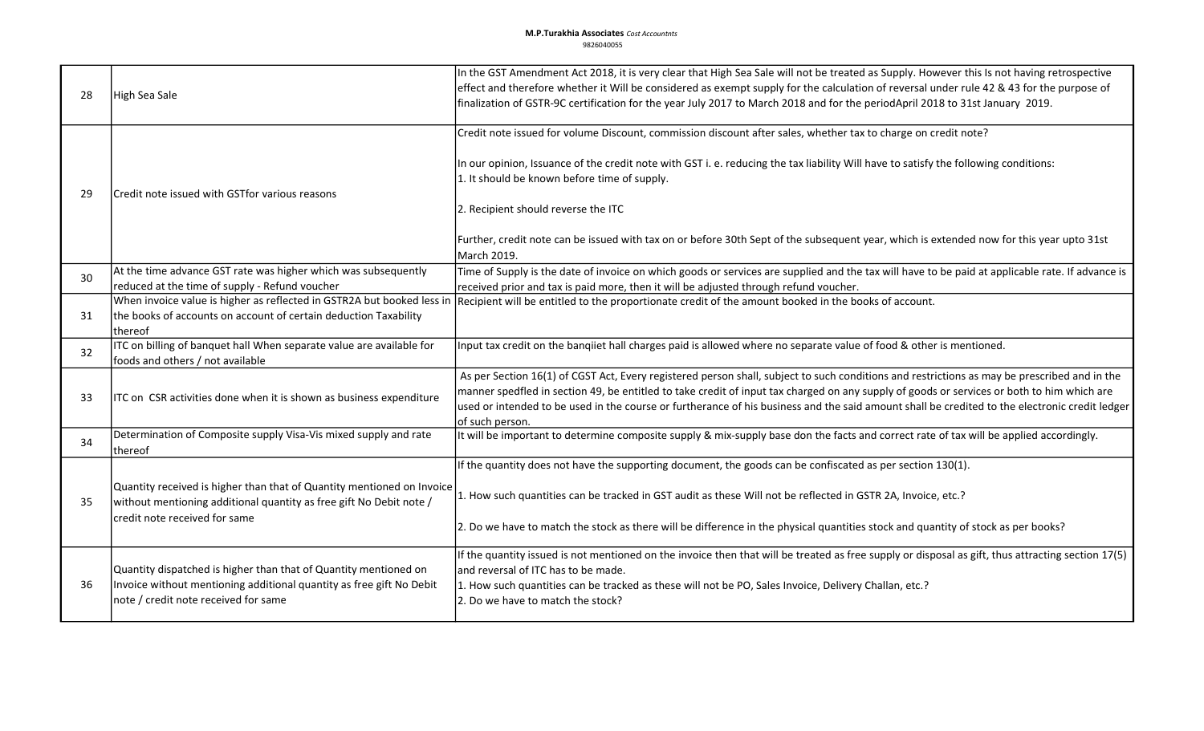| 28 | High Sea Sale | In the GST Amendment Act 2018, it is very clear that High Sea Sale will not be treated as Supply. However this Is not having retrospective effect and therefore whether it Will be considered as exempt supply for the calculation of reversal under rule 42 & 43 for the purpose of finalization of GSTR-9C certification for the year July 2017 to March 2018 and for the periodApril 2018 to 31st January 2019. |
|---|---|---|
| 29 | Credit note issued with GSTfor various reasons | Credit note issued for volume Discount, commission discount after sales, whether tax to charge on credit note?<br><br>In our opinion, Issuance of the credit note with GST i. e. reducing the tax liability Will have to satisfy the following conditions:<br>1. It should be known before time of supply.<br><br>2. Recipient should reverse the ITC<br><br>Further, credit note can be issued with tax on or before 30th Sept of the subsequent year, which is extended now for this year upto 31st March 2019. |
| 30 | At the time advance GST rate was higher which was subsequently reduced at the time of supply - Refund voucher | Time of Supply is the date of invoice on which goods or services are supplied and the tax will have to be paid at applicable rate. If advance is received prior and tax is paid more, then it will be adjusted through refund voucher. |
| 31 | When invoice value is higher as reflected in GSTR2A but booked less in the books of accounts on account of certain deduction Taxability thereof | Recipient will be entitled to the proportionate credit of the amount booked in the books of account. |
| 32 | ITC on billing of banquet hall When separate value are available for foods and others / not available | Input tax credit on the banqiiet hall charges paid is allowed where no separate value of food & other is mentioned. |
| 33 | ITC on CSR activities done when it is shown as business expenditure | As per Section 16(1) of CGST Act, Every registered person shall, subject to such conditions and restrictions as may be prescribed and in the manner spedfled in section 49, be entitled to take credit of input tax charged on any supply of goods or services or both to him which are used or intended to be used in the course or furtherance of his business and the said amount shall be credited to the electronic credit ledger of such person. |
| 34 | Determination of Composite supply Visa-Vis mixed supply and rate thereof | It will be important to determine composite supply & mix-supply base don the facts and correct rate of tax will be applied accordingly. |
| 35 | Quantity received is higher than that of Quantity mentioned on Invoice without mentioning additional quantity as free gift No Debit note / credit note received for same | If the quantity does not have the supporting document, the goods can be confiscated as per section 130(1).<br><br>1. How such quantities can be tracked in GST audit as these Will not be reflected in GSTR 2A, Invoice, etc.?<br><br>2. Do we have to match the stock as there will be difference in the physical quantities stock and quantity of stock as per books? |
| 36 | Quantity dispatched is higher than that of Quantity mentioned on Invoice without mentioning additional quantity as free gift No Debit note / credit note received for same | If the quantity issued is not mentioned on the invoice then that will be treated as free supply or disposal as gift, thus attracting section 17(5) and reversal of ITC has to be made.<br>1. How such quantities can be tracked as these will not be PO, Sales Invoice, Delivery Challan, etc.?<br>2. Do we have to match the stock? |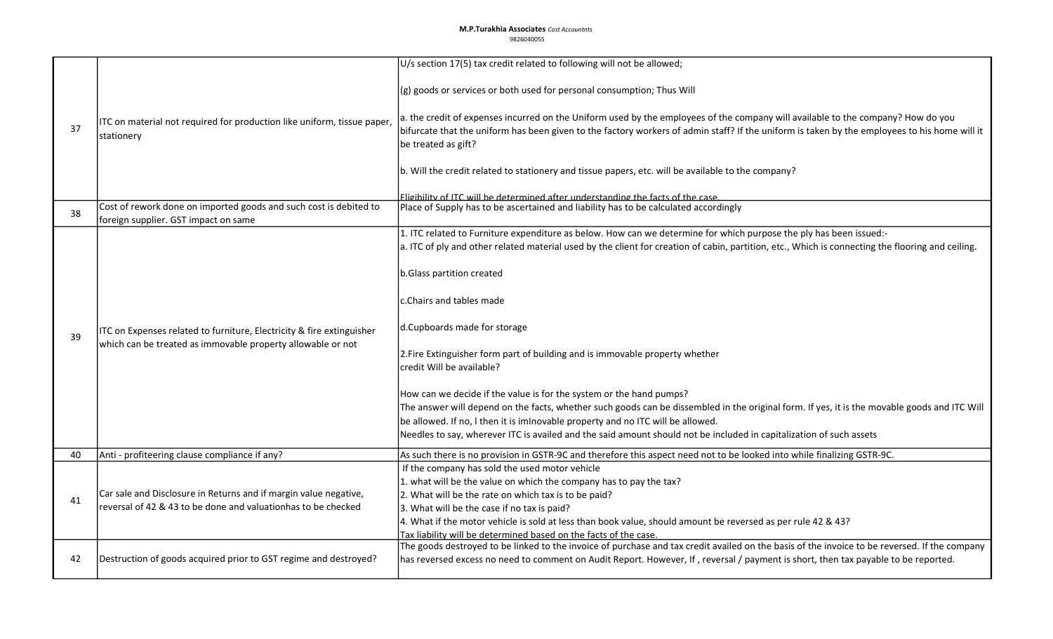| | | |
|---|---|---|
| 37 | ITC on material not required for production like uniform, tissue paper, stationery | U/s section 17(5) tax credit related to following will not be allowed;<br><br>(g) goods or services or both used for personal consumption; Thus Will<br><br>a. the credit of expenses incurred on the Uniform used by the employees of the company will available to the company? How do you bifurcate that the uniform has been given to the factory workers of admin staff? If the uniform is taken by the employees to his home will it be treated as gift?<br><br>b. Will the credit related to stationery and tissue papers, etc. will be available to the company?<br><br>Eligibility of ITC will be determined after understanding the facts of the case. |
| 38 | Cost of rework done on imported goods and such cost is debited to foreign supplier. GST impact on same | Place of Supply has to be ascertained and liability has to be calculated accordingly |
| 39 | ITC on Expenses related to furniture, Electricity & fire extinguisher which can be treated as immovable property allowable or not | 1. ITC related to Furniture expenditure as below. How can we determine for which purpose the ply has been issued:-<br>a. ITC of ply and other related material used by the client for creation of cabin, partition, etc., Which is connecting the flooring and ceiling.<br><br>b.Glass partition created<br><br>c.Chairs and tables made<br><br>d.Cupboards made for storage<br><br>2.Fire Extinguisher form part of building and is immovable property whether credit Will be available?<br><br>How can we decide if the value is for the system or the hand pumps?<br>The answer will depend on the facts, whether such goods can be dessembled in the original form. If yes, it is the movable goods and ITC Will be allowed. If no, l then it is imInovable property and no ITC will be allowed.<br>Needles to say, wherever ITC is availed and the said amount should not be included in capitalization of such assets |
| 40 | Anti - profiteering clause compliance if any? | As such there is no provision in GSTR-9C and therefore this aspect need not to be looked into while finalizing GSTR-9C. |
| 41 | Car sale and Disclosure in Returns and if margin value negative, reversal of 42 & 43 to be done and valuationhas to be checked | If the company has sold the used motor vehicle<br>1. what will be the value on which the company has to pay the tax?<br>2. What will be the rate on which tax is to be paid?<br>3. What will be the case if no tax is paid?<br>4. What if the motor vehicle is sold at less than book value, should amount be reversed as per rule 42 & 43?<br>Tax liability will be determined based on the facts of the case. |
| 42 | Destruction of goods acquired prior to GST regime and destroyed? | The goods destroyed to be linked to the invoice of purchase and tax credit availed on the basis of the invoice to be reversed. If the company has reversed excess no need to comment on Audit Report. However, If , reversal / payment is short, then tax payable to be reported. |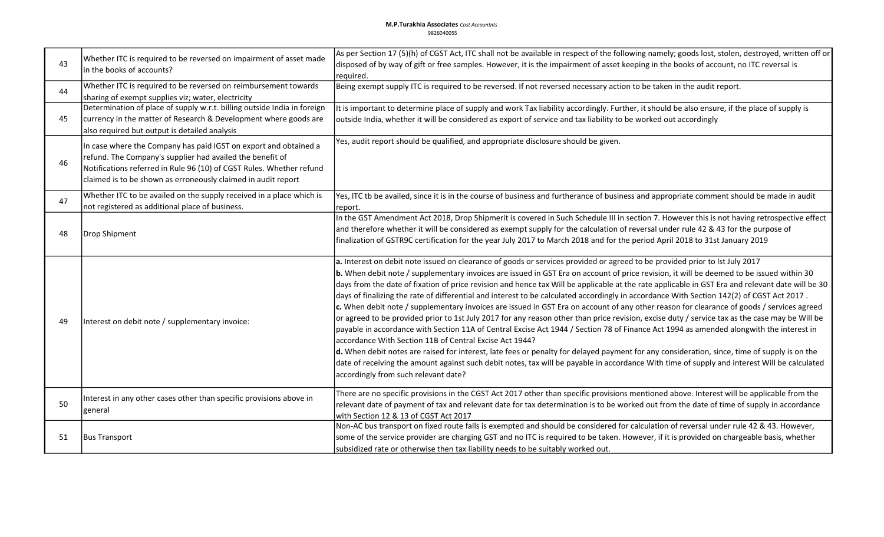| 43 | Whether ITC is required to be reversed on impairment of asset made in the books of accounts? | As per Section 17 (5)(h) of CGST Act, ITC shall not be available in respect of the following namely; goods lost, stolen, destroyed, written off or disposed of by way of gift or free samples. However, it is the impairment of asset keeping in the books of account, no ITC reversal is required. |
|---|---|---|
| 44 | Whether ITC is required to be reversed on reimbursement towards sharing of exempt supplies viz; water, electricity | Being exempt supply ITC is required to be reversed. If not reversed necessary action to be taken in the audit report. |
| 45 | Determination of place of supply w.r.t. billing outside India in foreign currency in the matter of Research & Development where goods are also required but output is detailed analysis | It is important to determine place of supply and work Tax liability accordingly. Further, it should be also ensure, if the place of supply is outside India, whether it will be considered as export of service and tax liability to be worked out accordingly |
| 46 | In case where the Company has paid IGST on export and obtained a refund. The Company's supplier had availed the benefit of Notifications referred in Rule 96 (10) of CGST Rules. Whether refund claimed is to be shown as erroneously claimed in audit report | Yes, audit report should be qualified, and appropriate disclosure should be given. |
| 47 | Whether ITC to be availed on the supply received in a place which is not registered as additional place of business. | Yes, ITC tb be availed, since it is in the course of business and furtherance of business and appropriate comment should be made in audit report. |
| 48 | Drop Shipment | In the GST Amendment Act 2018, Drop Shipmerit is covered in Such Schedule III in section 7. However this is not having retrospective effect and therefore whether it will be considered as exempt supply for the calculation of reversal under rule 42 & 43 for the purpose of finalization of GSTR9C certification for the year July 2017 to March 2018 and for the period April 2018 to 31st January 2019 |
| 49 | Interest on debit note / supplementary invoice: | **a.** Interest on debit note issued on clearance of goods or services provided or agreed to be provided prior to lst July 2017<br>**b.** When debit note / supplementary invoices are issued in GST Era on account of price revision, it will be deemed to be issued within 30 days from the date of fixation of price revision and hence tax Will be applicable at the rate applicable in GST Era and relevant date will be 30 days of finalizing the rate of differential and interest to be calculated accordingly in accordance With Section 142(2) of CGST Act 2017 .<br>**c.** When debit note / supplementary invoices are issued in GST Era on account of any other reason for clearance of goods / services agreed or agreed to be provided prior to 1st July 2017 for any reason other than price revision, excise duty / service tax as the case may be Will be payable in accordance with Section 11A of Central Excise Act 1944 / Section 78 of Finance Act 1994 as amended alongwith the interest in accordance With Section 11B of Central Excise Act 1944?<br>**d.** When debit notes are raised for interest, late fees or penalty for delayed payment for any consideration, since, time of supply is on the date of receiving the amount against such debit notes, tax will be payable in accordance With time of supply and interest Will be calculated accordingly from such relevant date? |
| 50 | Interest in any other cases other than specific provisions above in general | There are no specific provisions in the CGST Act 2017 other than specific provisions mentioned above. Interest will be applicable from the relevant date of payment of tax and relevant date for tax determination is to be worked out from the date of time of supply in accordance with Section 12 & 13 of CGST Act 2017 |
| 51 | Bus Transport | Non-AC bus transport on fixed route falls is exempted and should be considered for calculation of reversal under rule 42 & 43. However, some of the service provider are charging GST and no ITC is required to be taken. However, if it is provided on chargeable basis, whether subsidized rate or otherwise then tax liability needs to be suitably worked out. |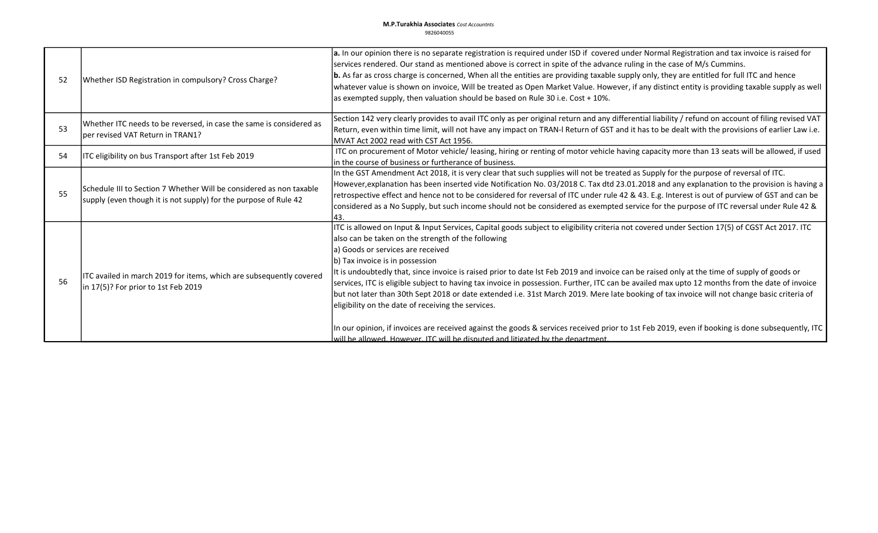| | | |
|---|---|---|
| 52 | Whether ISD Registration in compulsory? Cross Charge? | **a.** In our opinion there is no separate registration is required under ISD if covered under Normal Registration and tax invoice is raised for services rendered. Our stand as mentioned above is correct in spite of the advance ruling in the case of M/s Cummins.<br>**b.** As far as cross charge is concerned, When all the entities are providing taxable supply only, they are entitled for full ITC and hence whatever value is shown on invoice, Will be treated as Open Market Value. However, if any distinct entity is providing taxable supply as well as exempted supply, then valuation should be based on Rule 30 i.e. Cost + 10%. |
| 53 | Whether ITC needs to be reversed, in case the same is considered as per revised VAT Return in TRAN1? | Section 142 very clearly provides to avail ITC only as per original return and any differential liability / refund on account of filing revised VAT Return, even within time limit, will not have any impact on TRAN-I Return of GST and it has to be dealt with the provisions of earlier Law i.e. MVAT Act 2002 read with CST Act 1956. |
| 54 | ITC eligibility on bus Transport after 1st Feb 2019 | ITC on procurement of Motor vehicle/ leasing, hiring or renting of motor vehicle having capacity more than 13 seats will be allowed, if used in the course of business or furtherance of business. |
| 55 | Schedule III to Section 7 Whether Will be considered as non taxable supply (even though it is not supply) for the purpose of Rule 42 | In the GST Amendment Act 2018, it is very clear that such supplies will not be treated as Supply for the purpose of reversal of ITC. However,explanation has been inserted vide Notification No. 03/2018 C. Tax dtd 23.01.2018 and any explanation to the provision is having a retrospective effect and hence not to be considered for reversal of ITC under rule 42 & 43. E.g. Interest is out of purview of GST and can be considered as a No Supply, but such income should not be considered as exempted service for the purpose of ITC reversal under Rule 42 & 43. |
| 56 | ITC availed in march 2019 for items, which are subsequently covered in 17(5)? For prior to 1st Feb 2019 | ITC is allowed on Input & Input Services, Capital goods subject to eligibility criteria not covered under Section 17(5) of CGST Act 2017. ITC also can be taken on the strength of the following<br>a) Goods or services are received<br>b) Tax invoice is in possession<br>It is undoubtedly that, since invoice is raised prior to date lst Feb 2019 and invoice can be raised only at the time of supply of goods or services, ITC is eligible subject to having tax invoice in possession. Further, ITC can be availed max upto 12 months from the date of invoice but not later than 30th Sept 2018 or date extended i.e. 31st March 2019. Mere late booking of tax invoice will not change basic criteria of eligibility on the date of receiving the services.<br><br>In our opinion, if invoices are received against the goods & services received prior to 1st Feb 2019, even if booking is done subsequently, ITC will be allowed. However, ITC will be disputed and litigated by the department. |